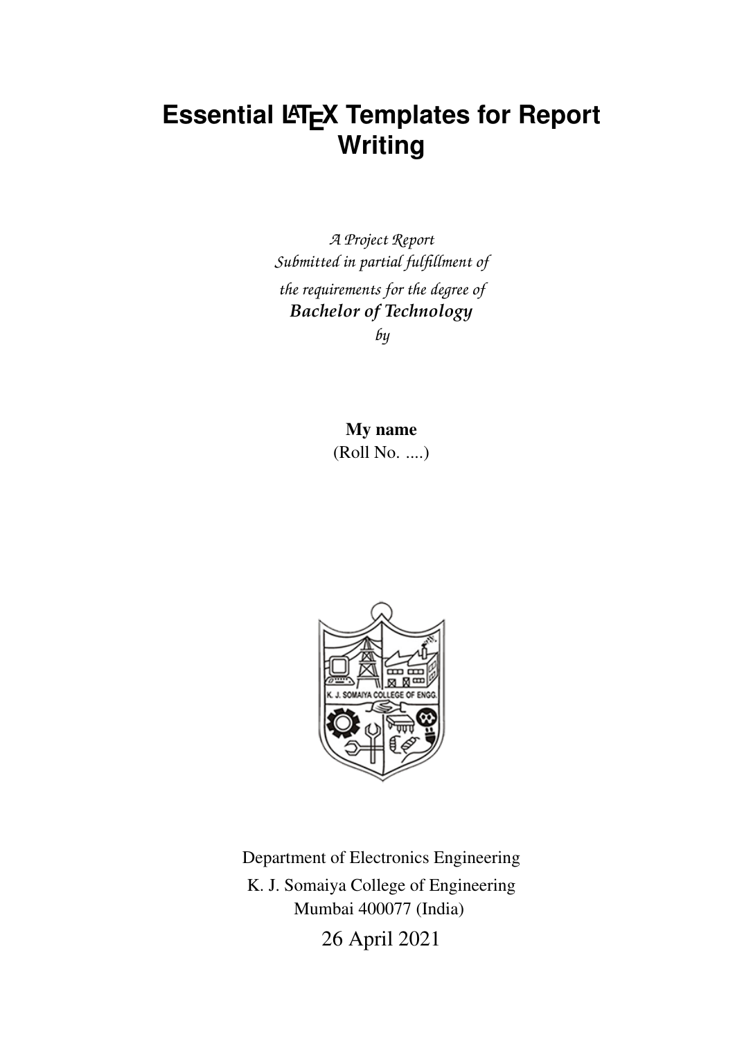# Essential LaTeX Templates for Report Writing

*A Project Report*
*Submitted in partial fulfillment of*
*the requirements for the degree of*
***Bachelor of Technology***
*by*

**My name**
(Roll No. ....)

Department of Electronics Engineering
K. J. Somaiya College of Engineering
Mumbai 400077 (India)
26 April 2021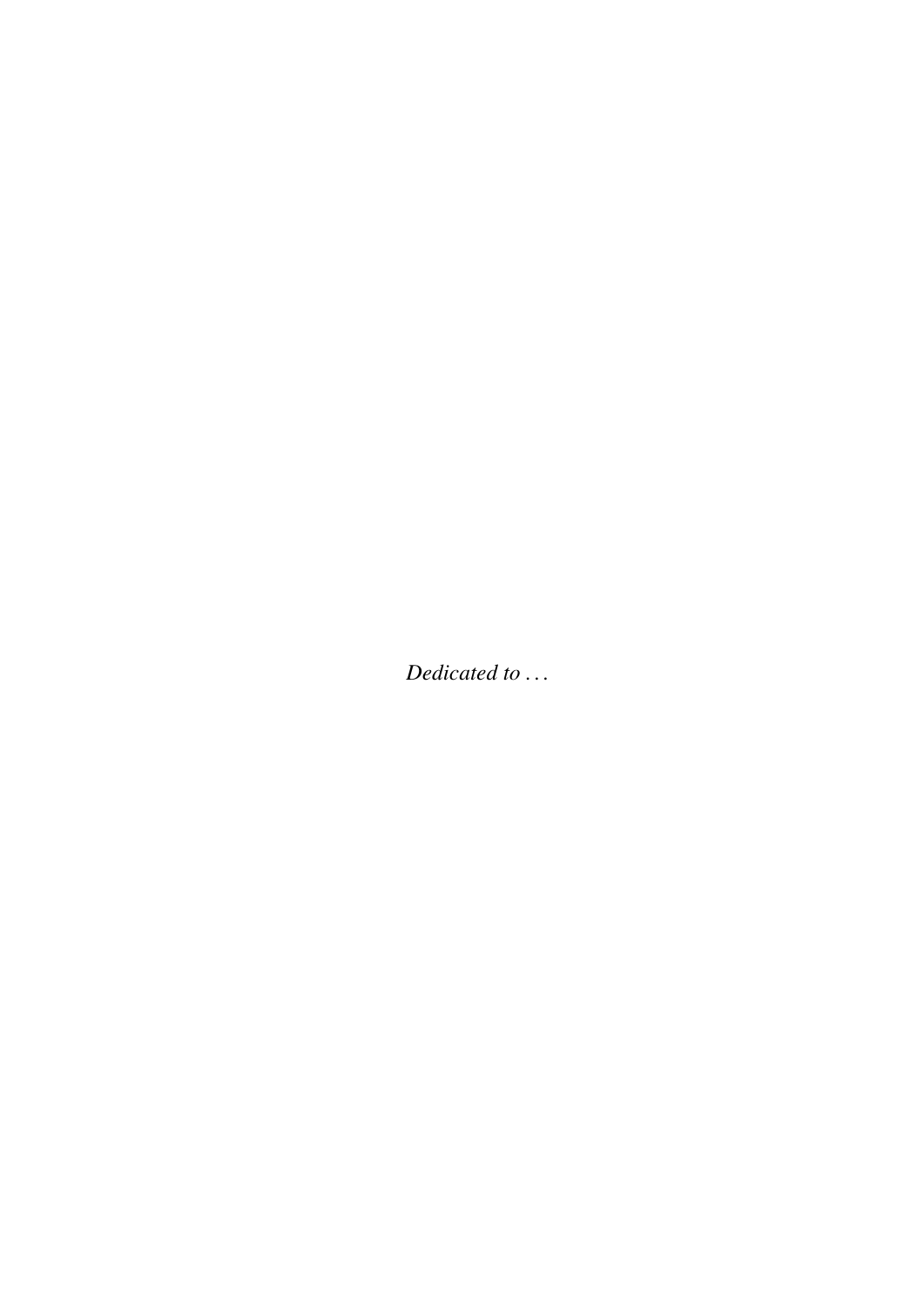*Dedicated to . . .*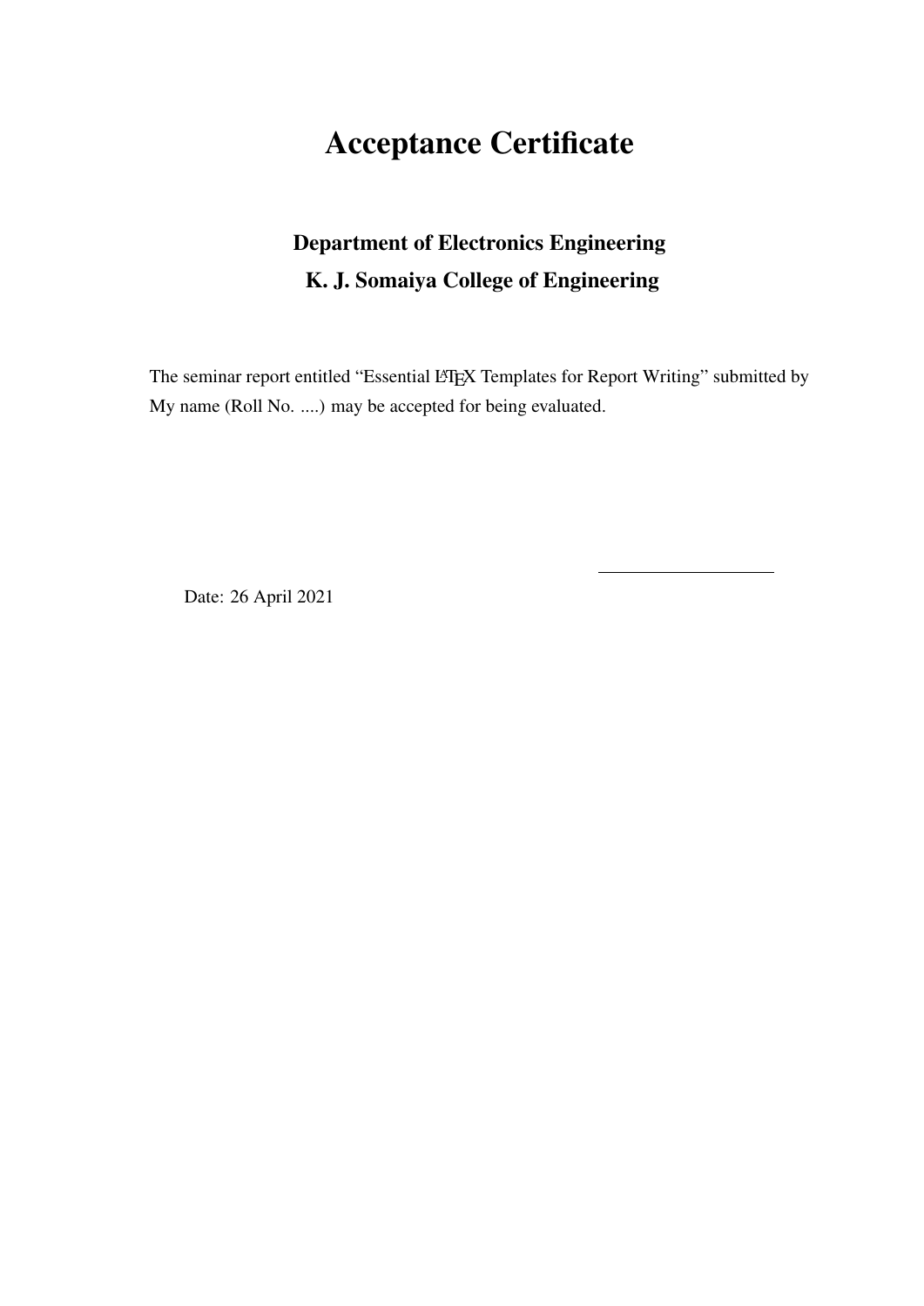# Acceptance Certificate

### Department of Electronics Engineering
### K. J. Somaiya College of Engineering

The seminar report entitled "Essential LaTeX Templates for Report Writing" submitted by My name (Roll No. ....) may be accepted for being evaluated.

\_\_\_\_\_\_\_\_\_\_\_\_\_\_\_\_\_\_\_\_

Date: 26 April 2021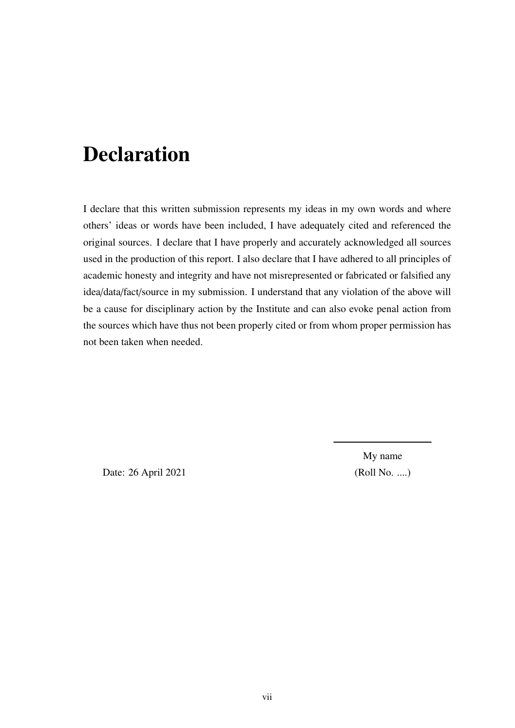# Declaration

I declare that this written submission represents my ideas in my own words and where others' ideas or words have been included, I have adequately cited and referenced the original sources. I declare that I have properly and accurately acknowledged all sources used in the production of this report. I also declare that I have adhered to all principles of academic honesty and integrity and have not misrepresented or fabricated or falsified any idea/data/fact/source in my submission. I understand that any violation of the above will be a cause for disciplinary action by the Institute and can also evoke penal action from the sources which have thus not been properly cited or from whom proper permission has not been taken when needed.

My name
(Roll No. ....)

Date: 26 April 2021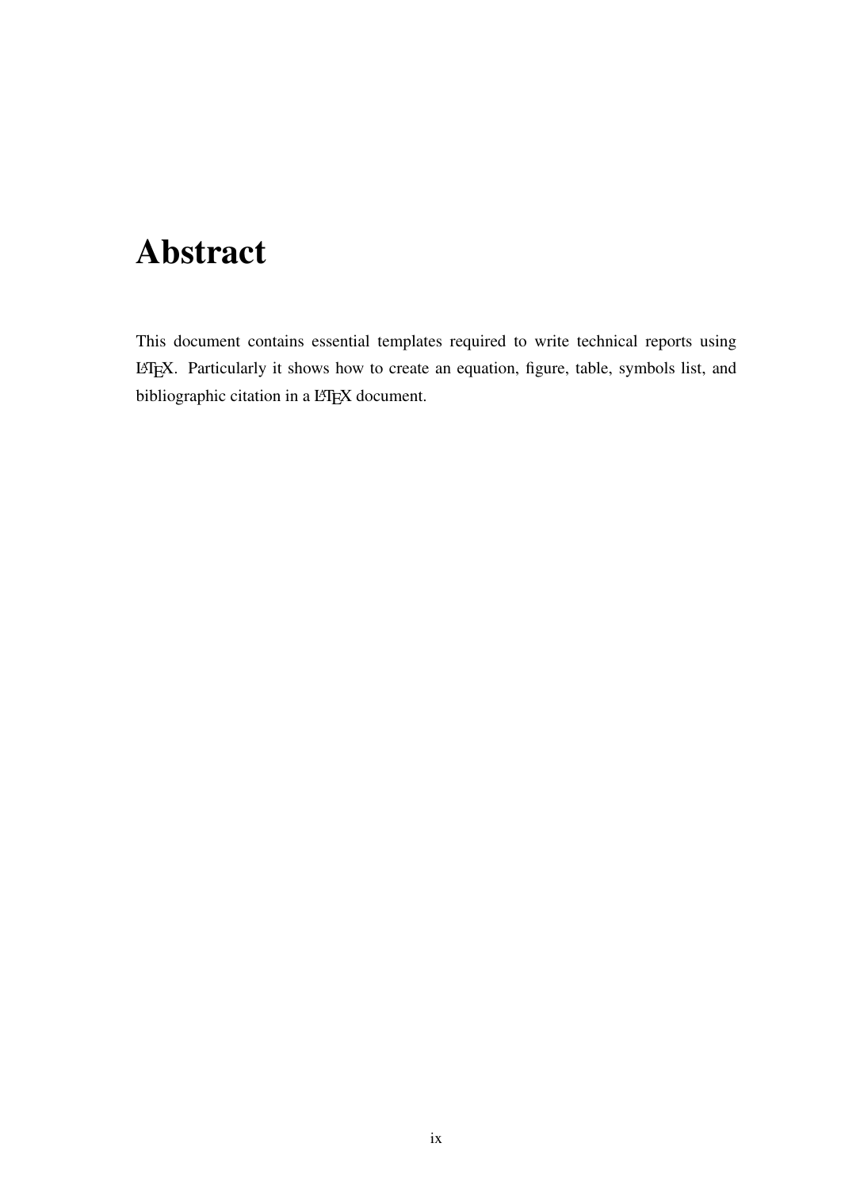# Abstract

This document contains essential templates required to write technical reports using LaTeX. Particularly it shows how to create an equation, figure, table, symbols list, and bibliographic citation in a LaTeX document.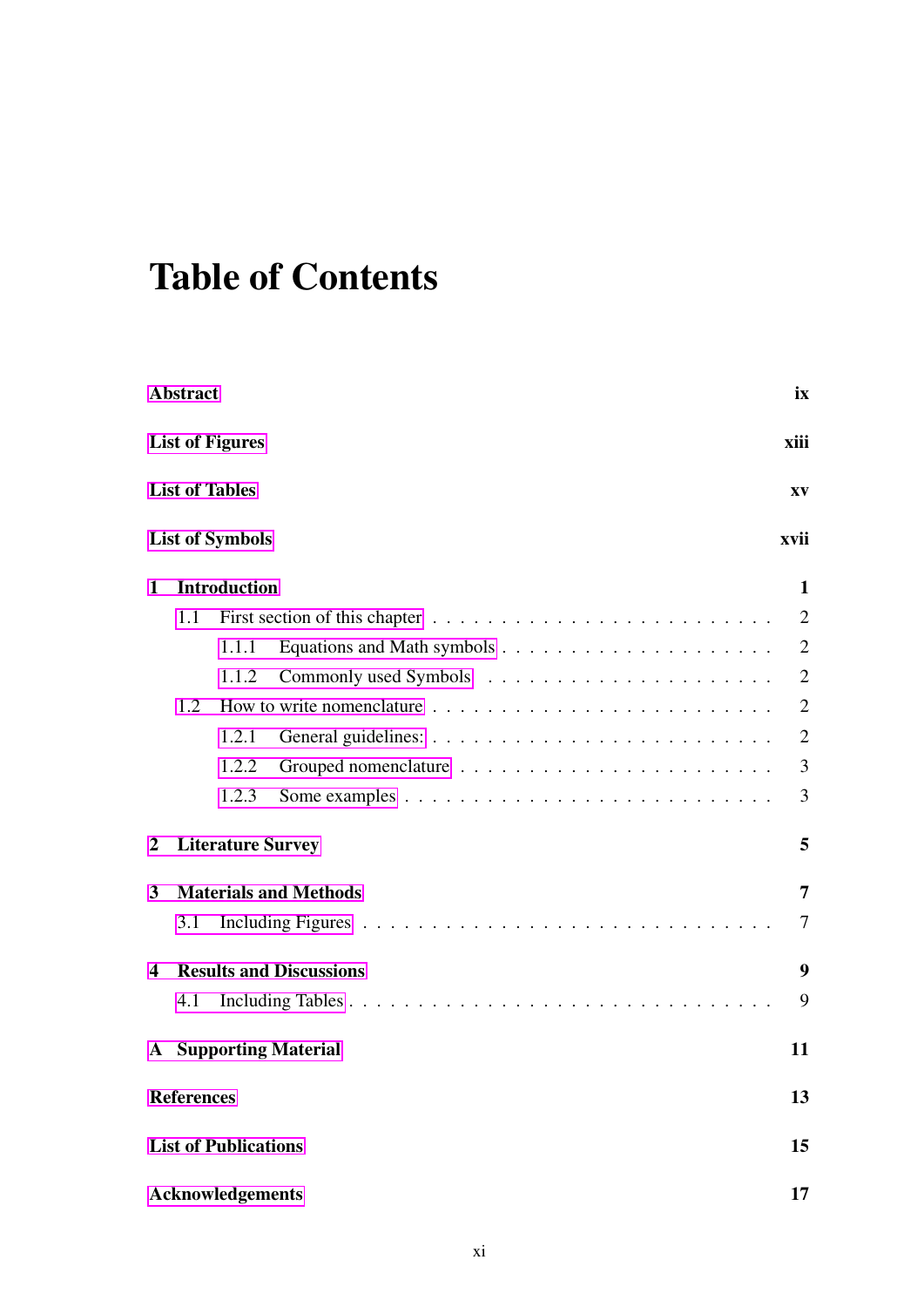# Table of Contents

**Abstract** **ix**

**List of Figures** **xiii**

**List of Tables** **xv**

**List of Symbols** **xvii**

**1 Introduction** **1**

- 1.1 First section of this chapter . . . . . 2
  - 1.1.1 Equations and Math symbols . . . . . 2
  - 1.1.2 Commonly used Symbols . . . . . 2
- 1.2 How to write nomenclature . . . . . 2
  - 1.2.1 General guidelines: . . . . . 2
  - 1.2.2 Grouped nomenclature . . . . . 3
  - 1.2.3 Some examples . . . . . 3

**2 Literature Survey** **5**

**3 Materials and Methods** **7**

- 3.1 Including Figures . . . . . 7

**4 Results and Discussions** **9**

- 4.1 Including Tables . . . . . 9

**A Supporting Material** **11**

**References** **13**

**List of Publications** **15**

**Acknowledgements** **17**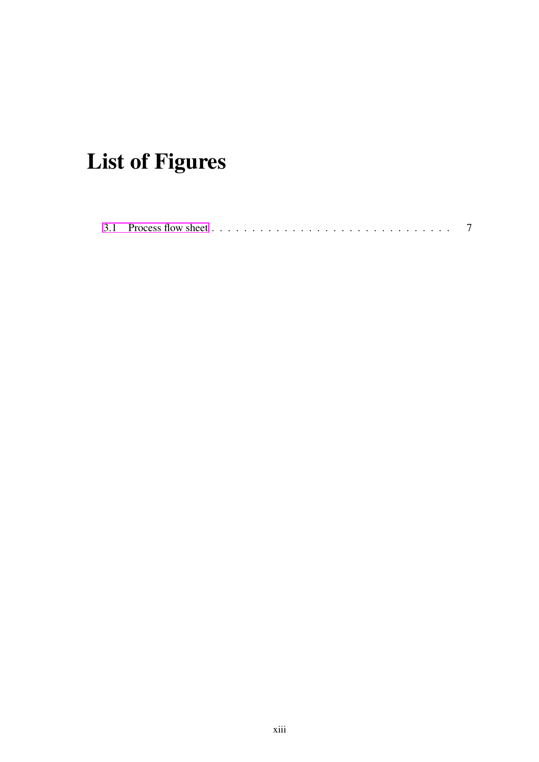# List of Figures

3.1 Process flow sheet . . . . . . . . . . . . . . . . . . . . . . . . . . . . . . 7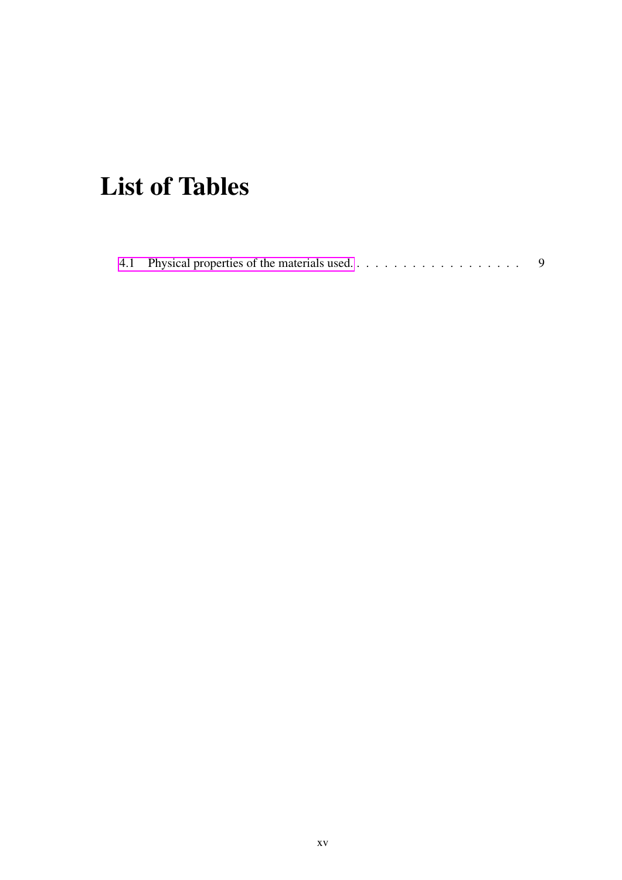# List of Tables

4.1 Physical properties of the materials used. . . . . . . . . . . . . . . . . . . . 9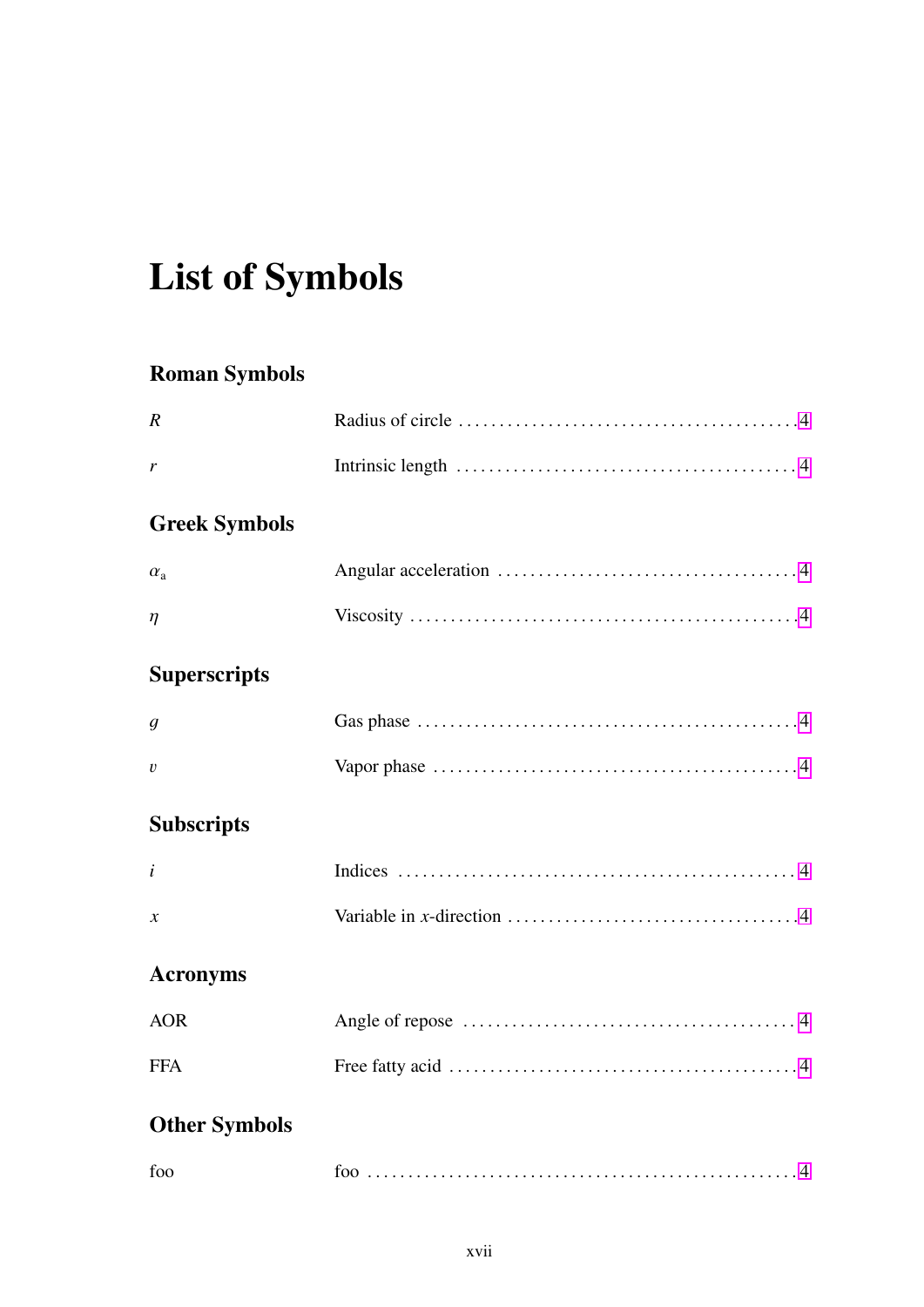# List of Symbols

## Roman Symbols

| | |
|---|---|
| $R$ | Radius of circle . . . . . 4 |
| $r$ | Intrinsic length . . . . . 4 |

## Greek Symbols

| | |
|---|---|
| $\alpha_{\mathrm{a}}$ | Angular acceleration . . . . . 4 |
| $\eta$ | Viscosity . . . . . 4 |

## Superscripts

| | |
|---|---|
| $g$ | Gas phase . . . . . 4 |
| $v$ | Vapor phase . . . . . 4 |

## Subscripts

| | |
|---|---|
| $i$ | Indices . . . . . 4 |
| $x$ | Variable in $x$-direction . . . . . 4 |

## Acronyms

| | |
|---|---|
| AOR | Angle of repose . . . . . 4 |
| FFA | Free fatty acid . . . . . 4 |

## Other Symbols

| | |
|---|---|
| foo | foo . . . . . 4 |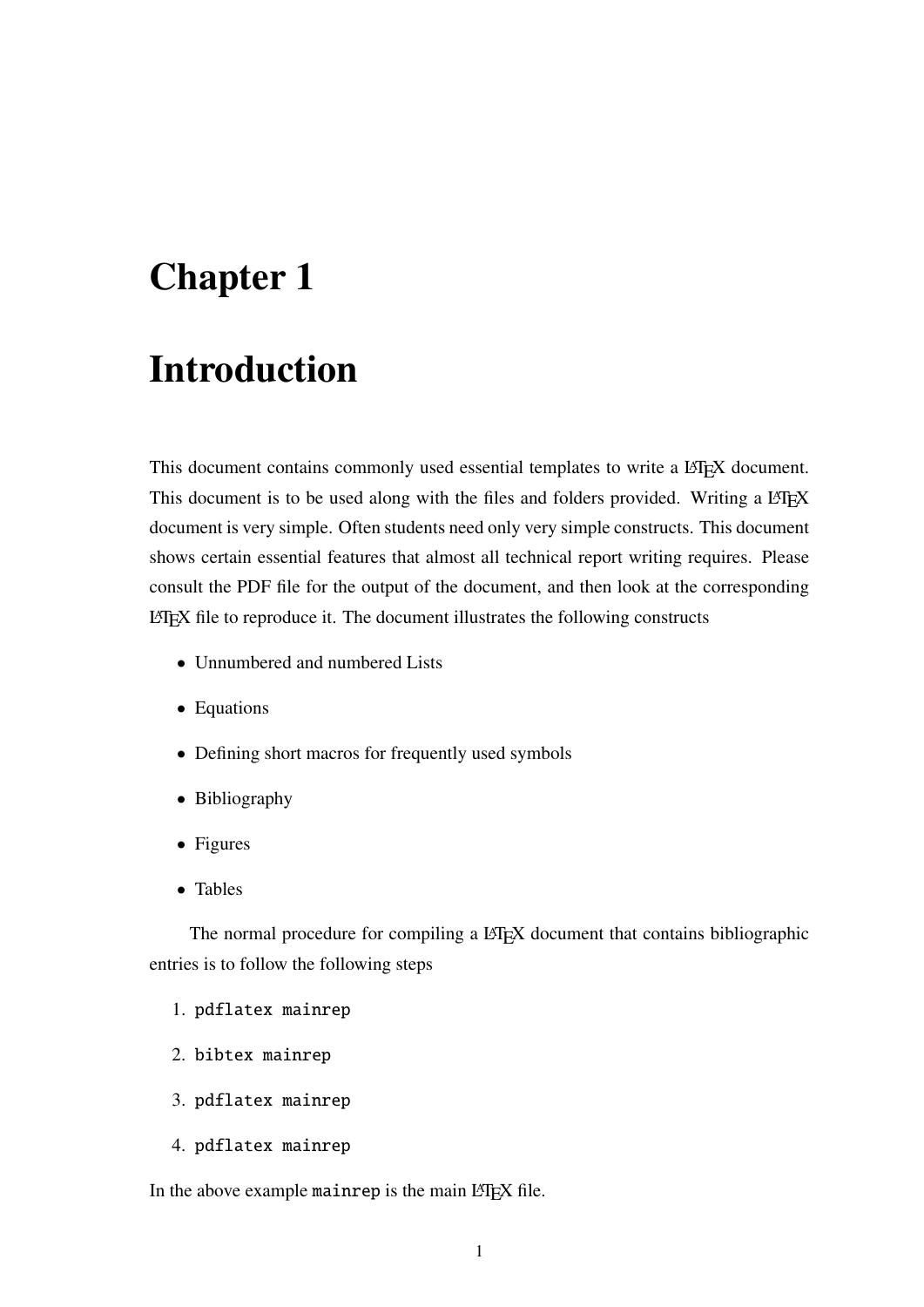# Chapter 1

# Introduction

This document contains commonly used essential templates to write a LaTeX document. This document is to be used along with the files and folders provided. Writing a LaTeX document is very simple. Often students need only very simple constructs. This document shows certain essential features that almost all technical report writing requires. Please consult the PDF file for the output of the document, and then look at the corresponding LaTeX file to reproduce it. The document illustrates the following constructs

- Unnumbered and numbered Lists
- Equations
- Defining short macros for frequently used symbols
- Bibliography
- Figures
- Tables

The normal procedure for compiling a LaTeX document that contains bibliographic entries is to follow the following steps

1. `pdflatex mainrep`
2. `bibtex mainrep`
3. `pdflatex mainrep`
4. `pdflatex mainrep`

In the above example `mainrep` is the main LaTeX file.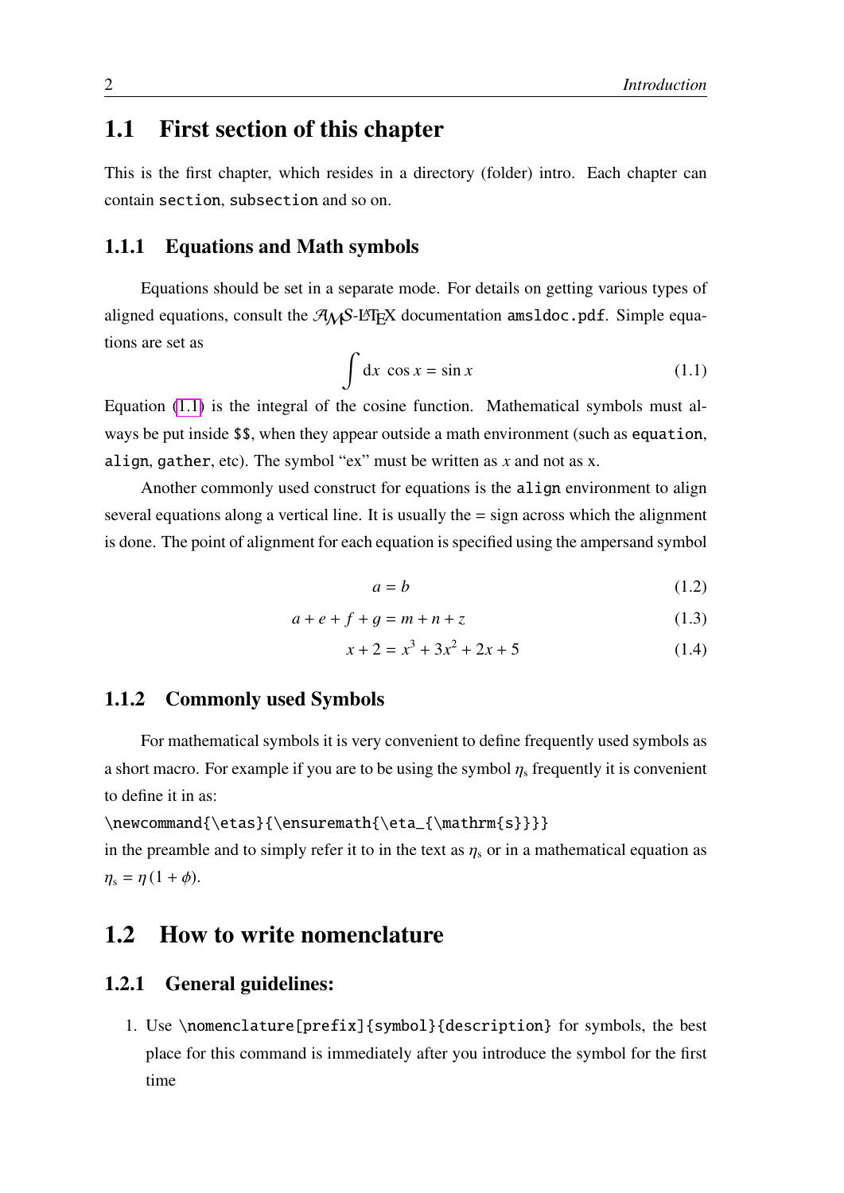## 1.1 First section of this chapter

This is the first chapter, which resides in a directory (folder) intro. Each chapter can contain `section`, `subsection` and so on.

### 1.1.1 Equations and Math symbols

Equations should be set in a separate mode. For details on getting various types of aligned equations, consult the $\mathcal{A}_{\mathcal{M}}\mathcal{S}$-LaTeX documentation `amsldoc.pdf`. Simple equations are set as

$$\int \mathrm{d}x \;\cos x = \sin x \tag{1.1}$$

Equation (1.1) is the integral of the cosine function. Mathematical symbols must always be put inside `$$`, when they appear outside a math environment (such as `equation`, `align`, `gather`, etc). The symbol “ex” must be written as $x$ and not as x.

Another commonly used construct for equations is the `align` environment to align several equations along a vertical line. It is usually the = sign across which the alignment is done. The point of alignment for each equation is specified using the ampersand symbol

$$a = b \tag{1.2}$$

$$a + e + f + g = m + n + z \tag{1.3}$$

$$x + 2 = x^3 + 3x^2 + 2x + 5 \tag{1.4}$$

### 1.1.2 Commonly used Symbols

For mathematical symbols it is very convenient to define frequently used symbols as a short macro. For example if you are to be using the symbol $\eta_{\mathrm{s}}$ frequently it is convenient to define it in as:

```
\newcommand{\etas}{\ensuremath{\eta_{\mathrm{s}}}}
```

in the preamble and to simply refer it to in the text as $\eta_{\mathrm{s}}$ or in a mathematical equation as $\eta_{\mathrm{s}} = \eta\,(1 + \phi)$.

## 1.2 How to write nomenclature

### 1.2.1 General guidelines:

1. Use `\nomenclature[prefix]{symbol}{description}` for symbols, the best place for this command is immediately after you introduce the symbol for the first time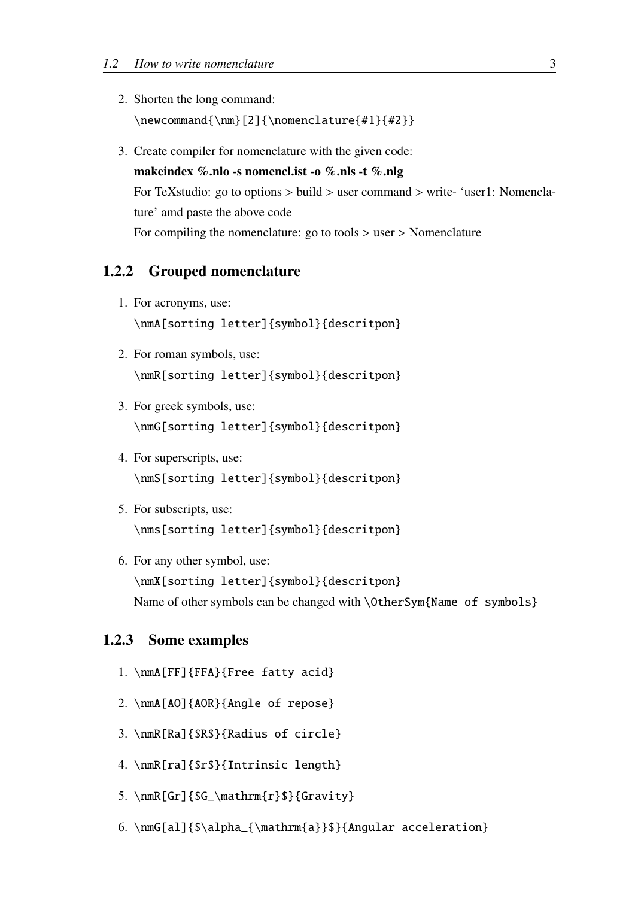2. Shorten the long command:
   `\newcommand{\nm}[2]{\nomenclature{#1}{#2}}`

3. Create compiler for nomenclature with the given code:
   **makeindex %.nlo -s nomencl.ist -o %.nls -t %.nlg**
   For TeXstudio: go to options > build > user command > write- 'user1: Nomenclature' amd paste the above code
   For compiling the nomenclature: go to tools > user > Nomenclature

### 1.2.2 Grouped nomenclature

1. For acronyms, use:
   `\nmA[sorting letter]{symbol}{descritpon}`

2. For roman symbols, use:
   `\nmR[sorting letter]{symbol}{descritpon}`

3. For greek symbols, use:
   `\nmG[sorting letter]{symbol}{descritpon}`

4. For superscripts, use:
   `\nmS[sorting letter]{symbol}{descritpon}`

5. For subscripts, use:
   `\nms[sorting letter]{symbol}{descritpon}`

6. For any other symbol, use:
   `\nmX[sorting letter]{symbol}{descritpon}`
   Name of other symbols can be changed with `\OtherSym{Name of symbols}`

### 1.2.3 Some examples

1. `\nmA[FF]{FFA}{Free fatty acid}`

2. `\nmA[AO]{AOR}{Angle of repose}`

3. `\nmR[Ra]{$R$}{Radius of circle}`

4. `\nmR[ra]{$r$}{Intrinsic length}`

5. `\nmR[Gr]{$G_\mathrm{r}$}{Gravity}`

6. `\nmG[al]{$\alpha_{\mathrm{a}}$}{Angular acceleration}`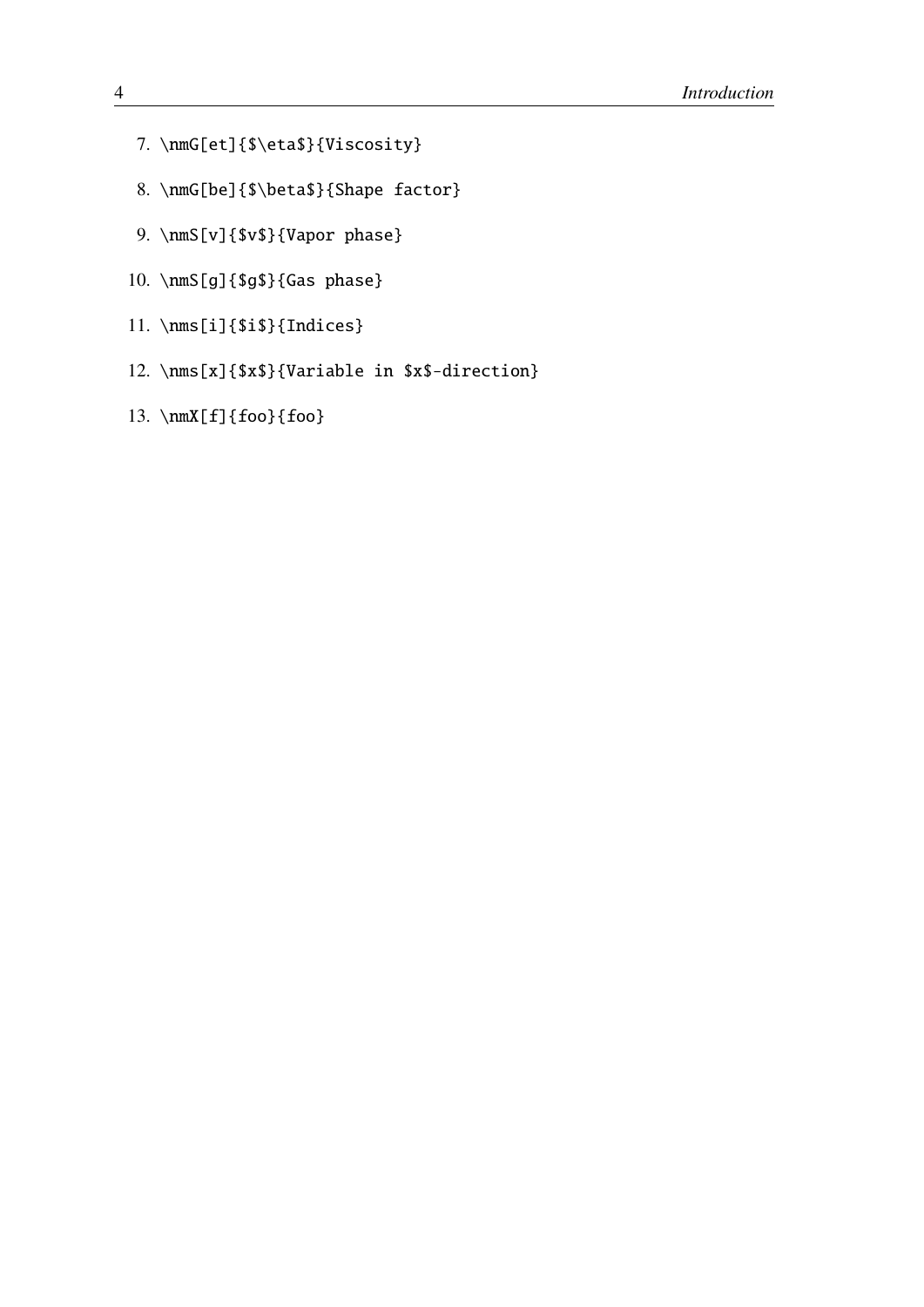7. `\nmG[et]{$\eta$}{Viscosity}`
8. `\nmG[be]{$\beta$}{Shape factor}`
9. `\nmS[v]{$v$}{Vapor phase}`
10. `\nmS[g]{$g$}{Gas phase}`
11. `\nms[i]{$i$}{Indices}`
12. `\nms[x]{$x$}{Variable in $x$-direction}`
13. `\nmX[f]{foo}{foo}`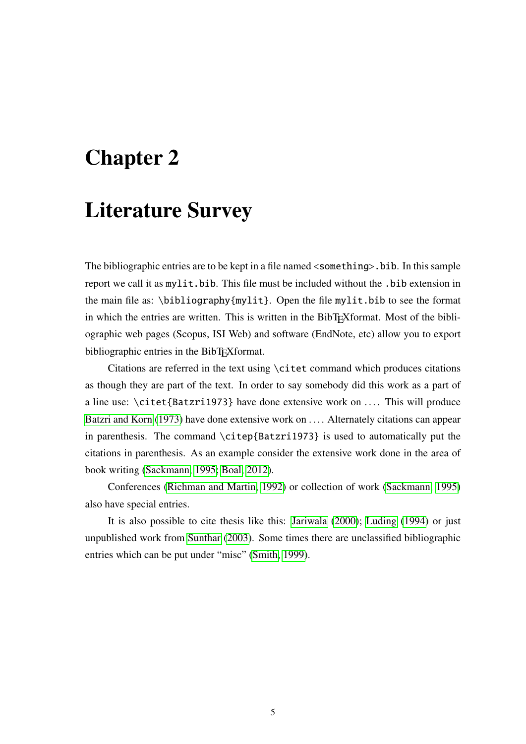# Chapter 2

# Literature Survey

The bibliographic entries are to be kept in a file named <`something`>`.bib`. In this sample report we call it as `mylit.bib`. This file must be included without the `.bib` extension in the main file as: `\bibliography{mylit}`. Open the file `mylit.bib` to see the format in which the entries are written. This is written in the BibTEXformat. Most of the bibliographic web pages (Scopus, ISI Web) and software (EndNote, etc) allow you to export bibliographic entries in the BibTEXformat.

Citations are referred in the text using `\citet` command which produces citations as though they are part of the text. In order to say somebody did this work as a part of a line use: `\citet{Batzri1973}` have done extensive work on .... This will produce Batzri and Korn (1973) have done extensive work on .... Alternately citations can appear in parenthesis. The command `\citep{Batzri1973}` is used to automatically put the citations in parenthesis. As an example consider the extensive work done in the area of book writing (Sackmann, 1995; Boal, 2012).

Conferences (Richman and Martin, 1992) or collection of work (Sackmann, 1995) also have special entries.

It is also possible to cite thesis like this: Jariwala (2000); Luding (1994) or just unpublished work from Sunthar (2003). Some times there are unclassified bibliographic entries which can be put under "misc" (Smith, 1999).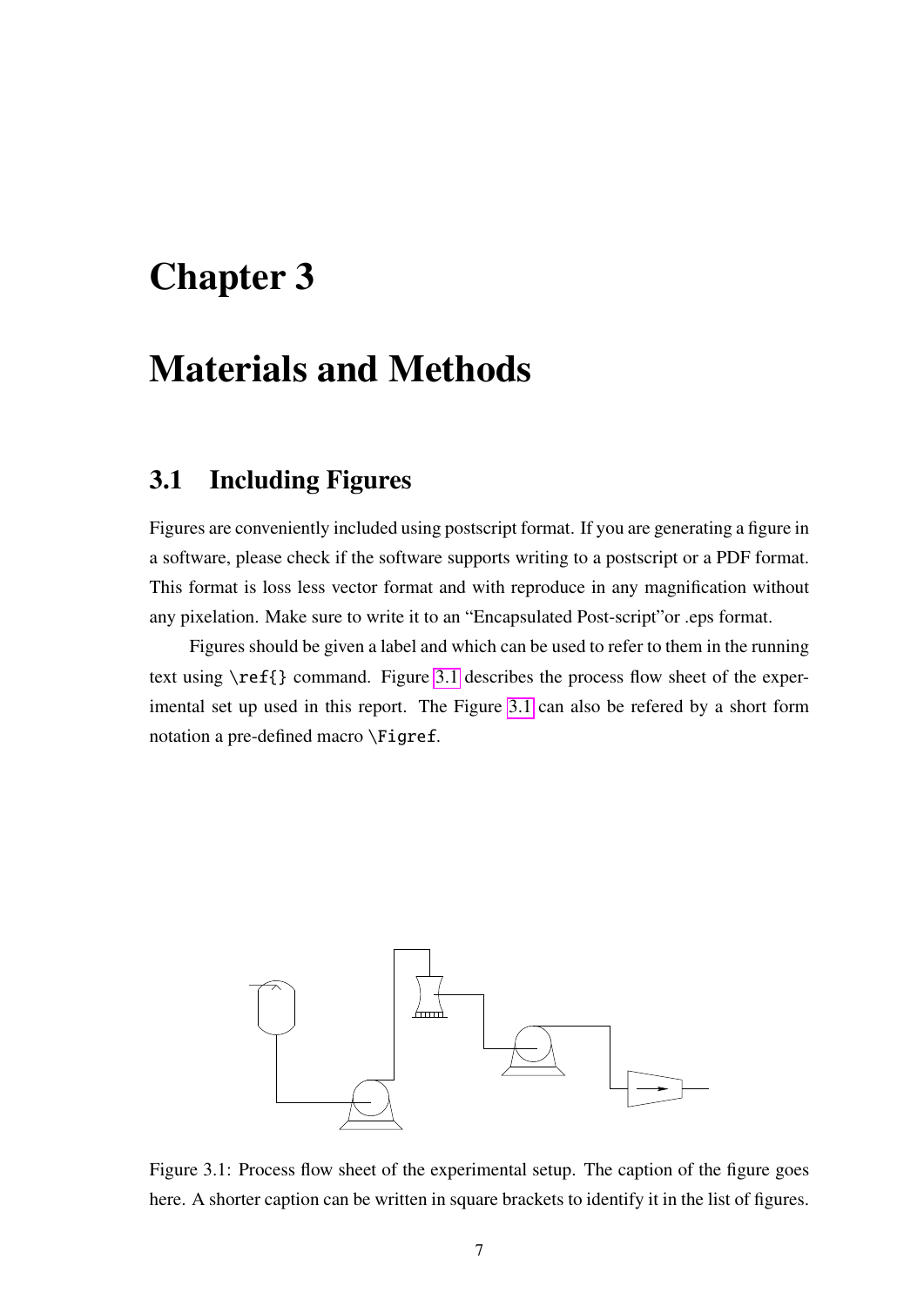# Chapter 3

# Materials and Methods

## 3.1 Including Figures

Figures are conveniently included using postscript format. If you are generating a figure in a software, please check if the software supports writing to a postscript or a PDF format. This format is loss less vector format and with reproduce in any magnification without any pixelation. Make sure to write it to an "Encapsulated Post-script"or .eps format.

Figures should be given a label and which can be used to refer to them in the running text using `\ref{}` command. Figure 3.1 describes the process flow sheet of the experimental set up used in this report. The Figure 3.1 can also be refered by a short form notation a pre-defined macro `\Figref`.

Figure 3.1: Process flow sheet of the experimental setup. The caption of the figure goes here. A shorter caption can be written in square brackets to identify it in the list of figures.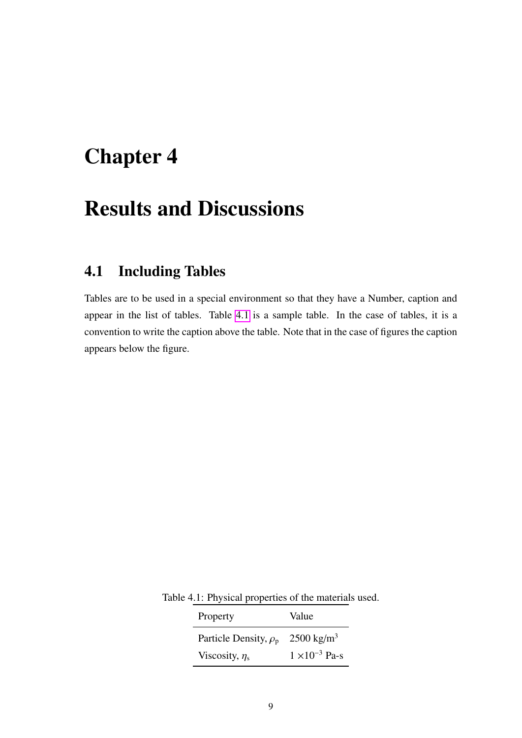# Chapter 4

# Results and Discussions

## 4.1 Including Tables

Tables are to be used in a special environment so that they have a Number, caption and appear in the list of tables. Table 4.1 is a sample table. In the case of tables, it is a convention to write the caption above the table. Note that in the case of figures the caption appears below the figure.

Table 4.1: Physical properties of the materials used.

| Property | Value |
|---|---|
| Particle Density, $\rho_{\mathrm{p}}$ | 2500 kg/m$^3$ |
| Viscosity, $\eta_{\mathrm{s}}$ | $1 \times 10^{-3}$ Pa-s |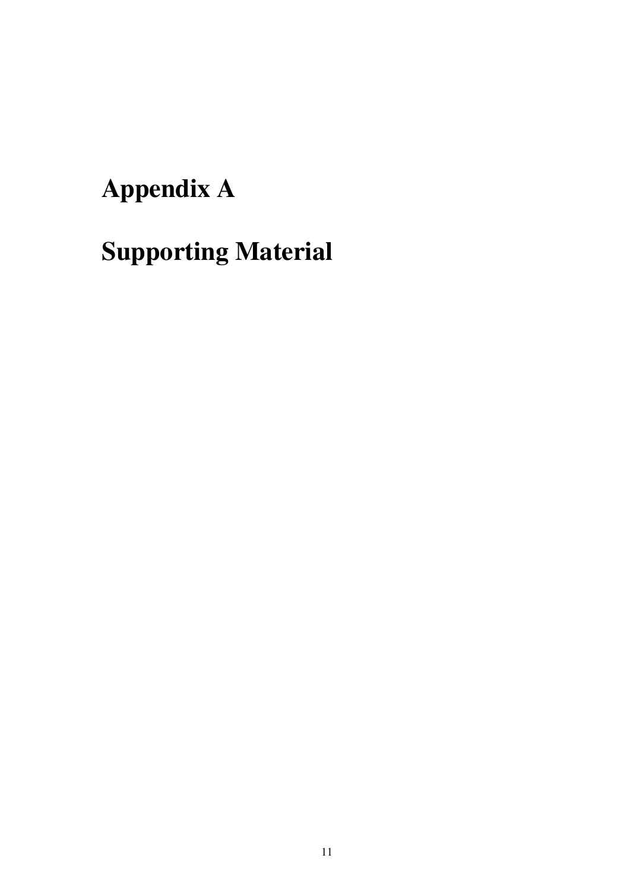# Appendix A

# Supporting Material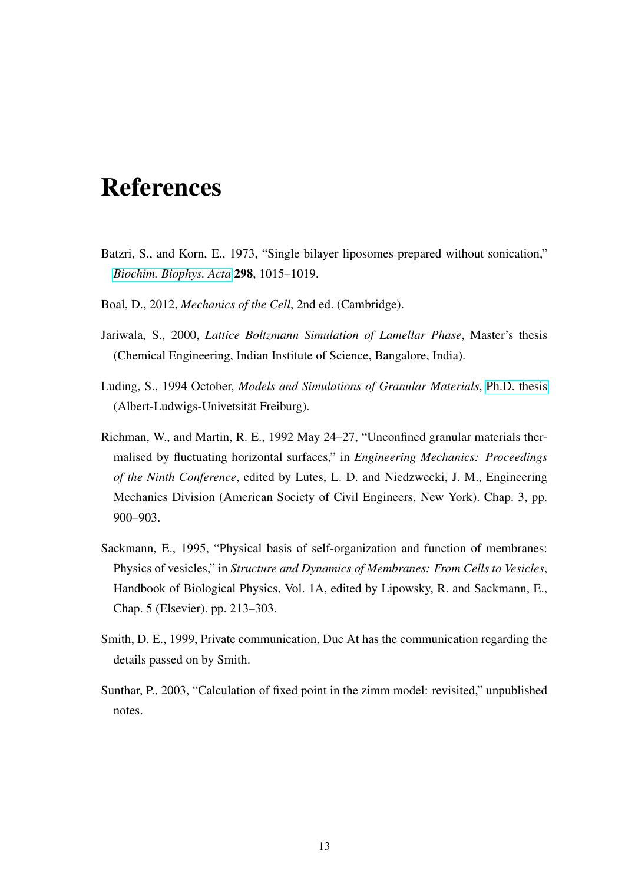# References

Batzri, S., and Korn, E., 1973, "Single bilayer liposomes prepared without sonication," *Biochim. Biophys. Acta* **298**, 1015–1019.

Boal, D., 2012, *Mechanics of the Cell*, 2nd ed. (Cambridge).

Jariwala, S., 2000, *Lattice Boltzmann Simulation of Lamellar Phase*, Master's thesis (Chemical Engineering, Indian Institute of Science, Bangalore, India).

Luding, S., 1994 October, *Models and Simulations of Granular Materials*, Ph.D. thesis (Albert-Ludwigs-Univetsität Freiburg).

Richman, W., and Martin, R. E., 1992 May 24–27, "Unconfined granular materials thermalised by fluctuating horizontal surfaces," in *Engineering Mechanics: Proceedings of the Ninth Conference*, edited by Lutes, L. D. and Niedzwecki, J. M., Engineering Mechanics Division (American Society of Civil Engineers, New York). Chap. 3, pp. 900–903.

Sackmann, E., 1995, "Physical basis of self-organization and function of membranes: Physics of vesicles," in *Structure and Dynamics of Membranes: From Cells to Vesicles*, Handbook of Biological Physics, Vol. 1A, edited by Lipowsky, R. and Sackmann, E., Chap. 5 (Elsevier). pp. 213–303.

Smith, D. E., 1999, Private communication, Duc At has the communication regarding the details passed on by Smith.

Sunthar, P., 2003, "Calculation of fixed point in the zimm model: revisited," unpublished notes.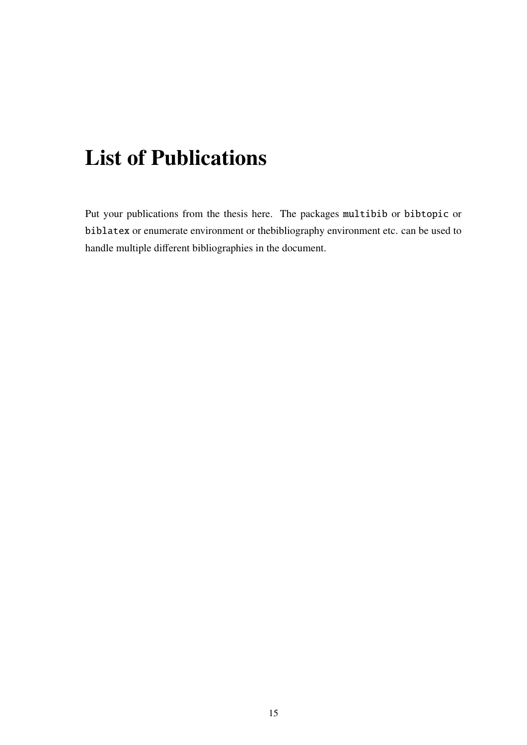# List of Publications

Put your publications from the thesis here. The packages `multibib` or `bibtopic` or `biblatex` or enumerate environment or thebibliography environment etc. can be used to handle multiple different bibliographies in the document.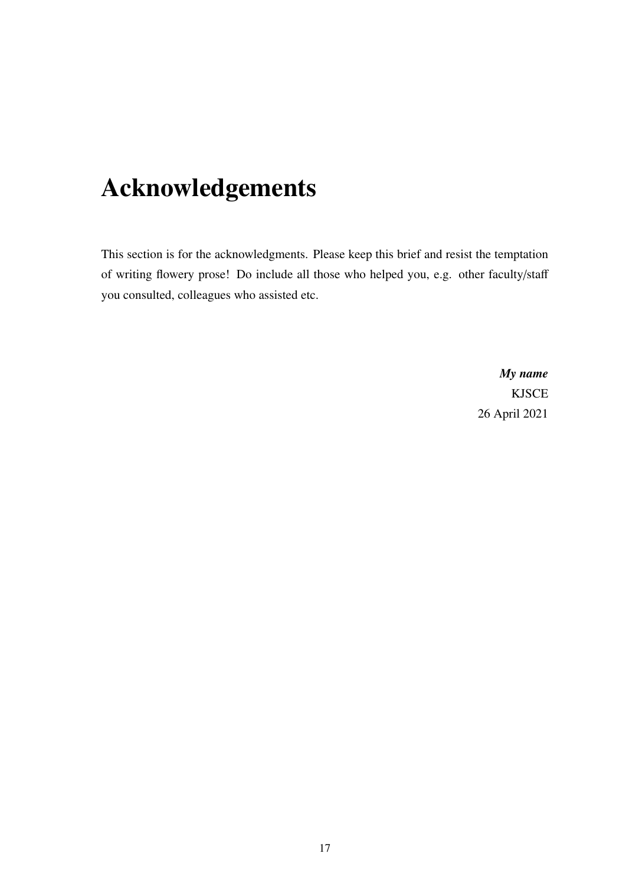# Acknowledgements

This section is for the acknowledgments. Please keep this brief and resist the temptation of writing flowery prose! Do include all those who helped you, e.g. other faculty/staff you consulted, colleagues who assisted etc.

***My name***  
KJSCE  
26 April 2021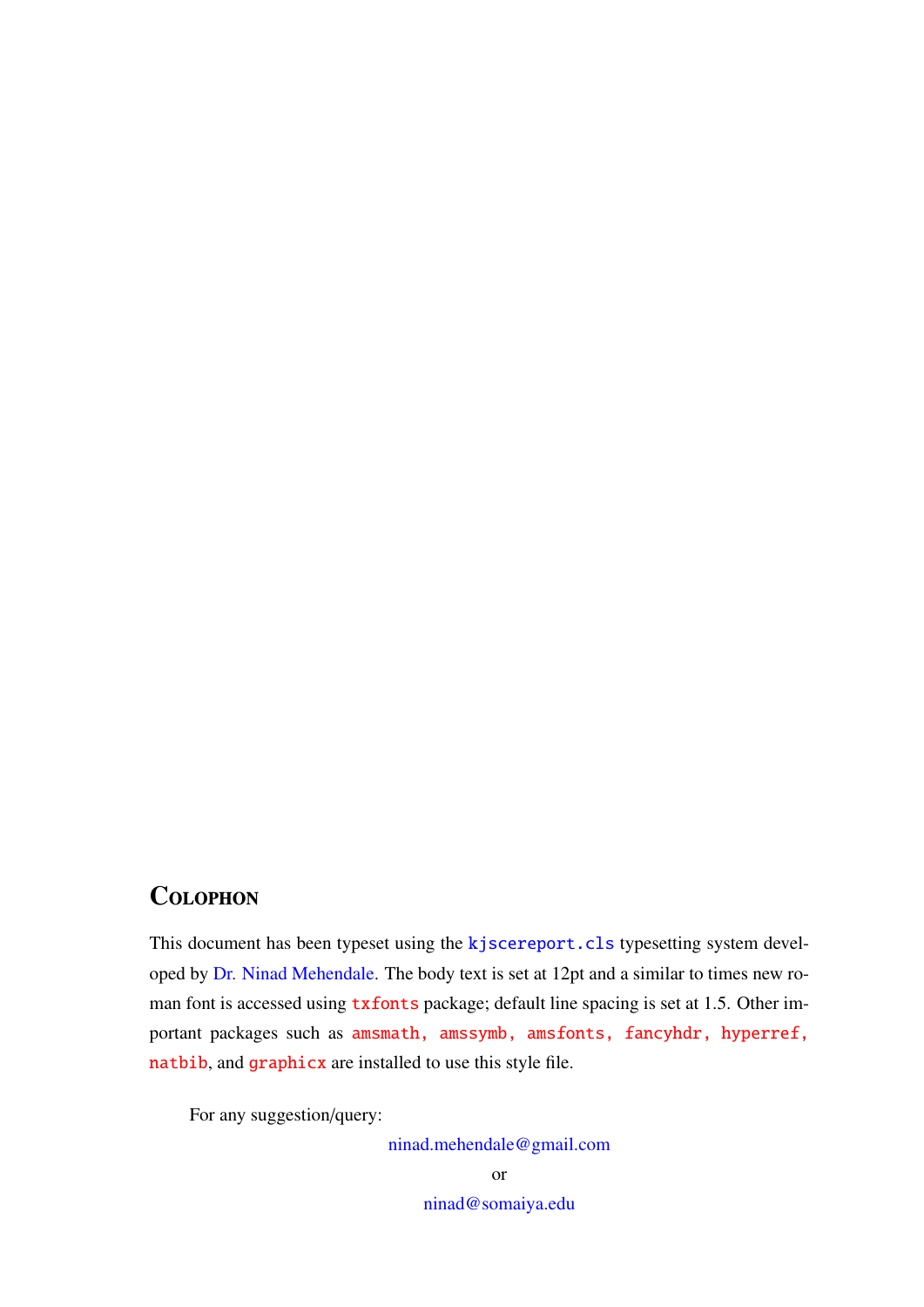# Colophon

This document has been typeset using the `kjscereport.cls` typesetting system developed by Dr. Ninad Mehendale. The body text is set at 12pt and a similar to times new roman font is accessed using `txfonts` package; default line spacing is set at 1.5. Other important packages such as `amsmath, amssymb, amsfonts, fancyhdr, hyperref, natbib`, and `graphicx` are installed to use this style file.

For any suggestion/query:

ninad.mehendale@gmail.com

or

ninad@somaiya.edu